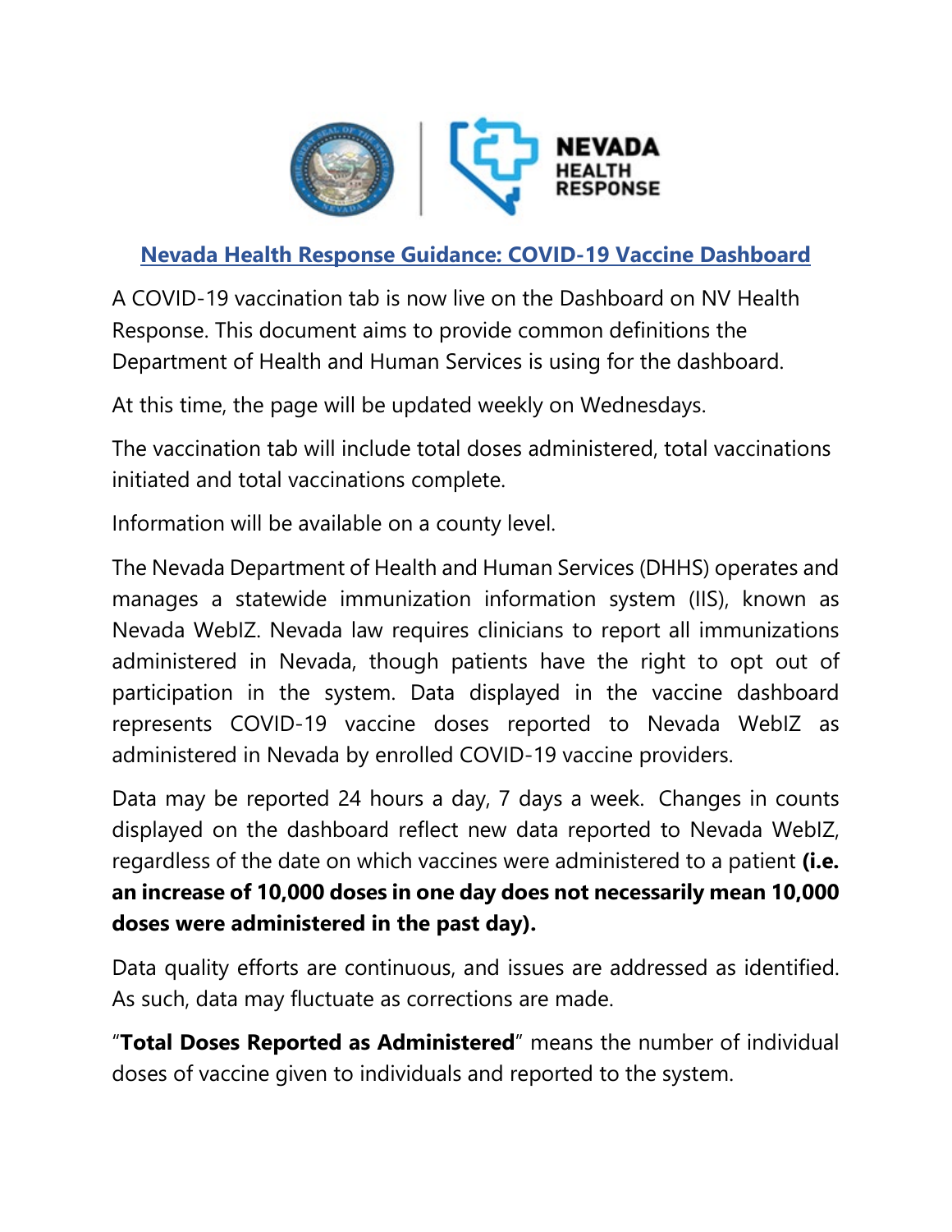## Nevada Health Response Guidance: COVID-19 Vaccine Dashboard

A COVID-19 vaccination tab is now live on the Dashboard on NV Health Response. This document aims to provide common definitions the Department of Health and Human Services is using for the dashboard.

At this time, the page will be updated weekly on Wednesdays.

The vaccination tab will include total doses administered, total vaccinations initiated and total vaccinations complete.

Information will be available on a county level.

The Nevada Department of Health and Human Services (DHHS) operates and manages a statewide immunization information system (IIS), known as Nevada WebIZ. Nevada law requires clinicians to report all immunizations administered in Nevada, though patients have the right to opt out of participation in the system. Data displayed in the vaccine dashboard represents COVID-19 vaccine doses reported to Nevada WebIZ as administered in Nevada by enrolled COVID-19 vaccine providers.

Data may be reported 24 hours a day, 7 days a week. Changes in counts displayed on the dashboard reflect new data reported to Nevada WebIZ, regardless of the date on which vaccines were administered to a patient **(i.e. an increase of 10,000 doses in one day does not necessarily mean 10,000 doses were administered in the past day).**

Data quality efforts are continuous, and issues are addressed as identified. As such, data may fluctuate as corrections are made.

"**Total Doses Reported as Administered**" means the number of individual doses of vaccine given to individuals and reported to the system.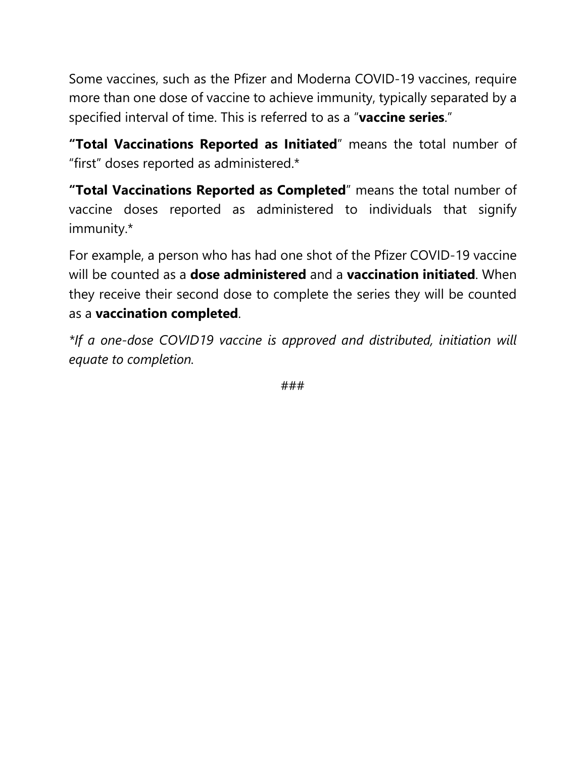Some vaccines, such as the Pfizer and Moderna COVID-19 vaccines, require more than one dose of vaccine to achieve immunity, typically separated by a specified interval of time. This is referred to as a "**vaccine series**."

**"Total Vaccinations Reported as Initiated**" means the total number of "first" doses reported as administered.*

**"Total Vaccinations Reported as Completed**" means the total number of vaccine doses reported as administered to individuals that signify immunity.*

For example, a person who has had one shot of the Pfizer COVID-19 vaccine will be counted as a **dose administered** and a **vaccination initiated**. When they receive their second dose to complete the series they will be counted as a **vaccination completed**.

*\*If a one-dose COVID19 vaccine is approved and distributed, initiation will equate to completion.*

###